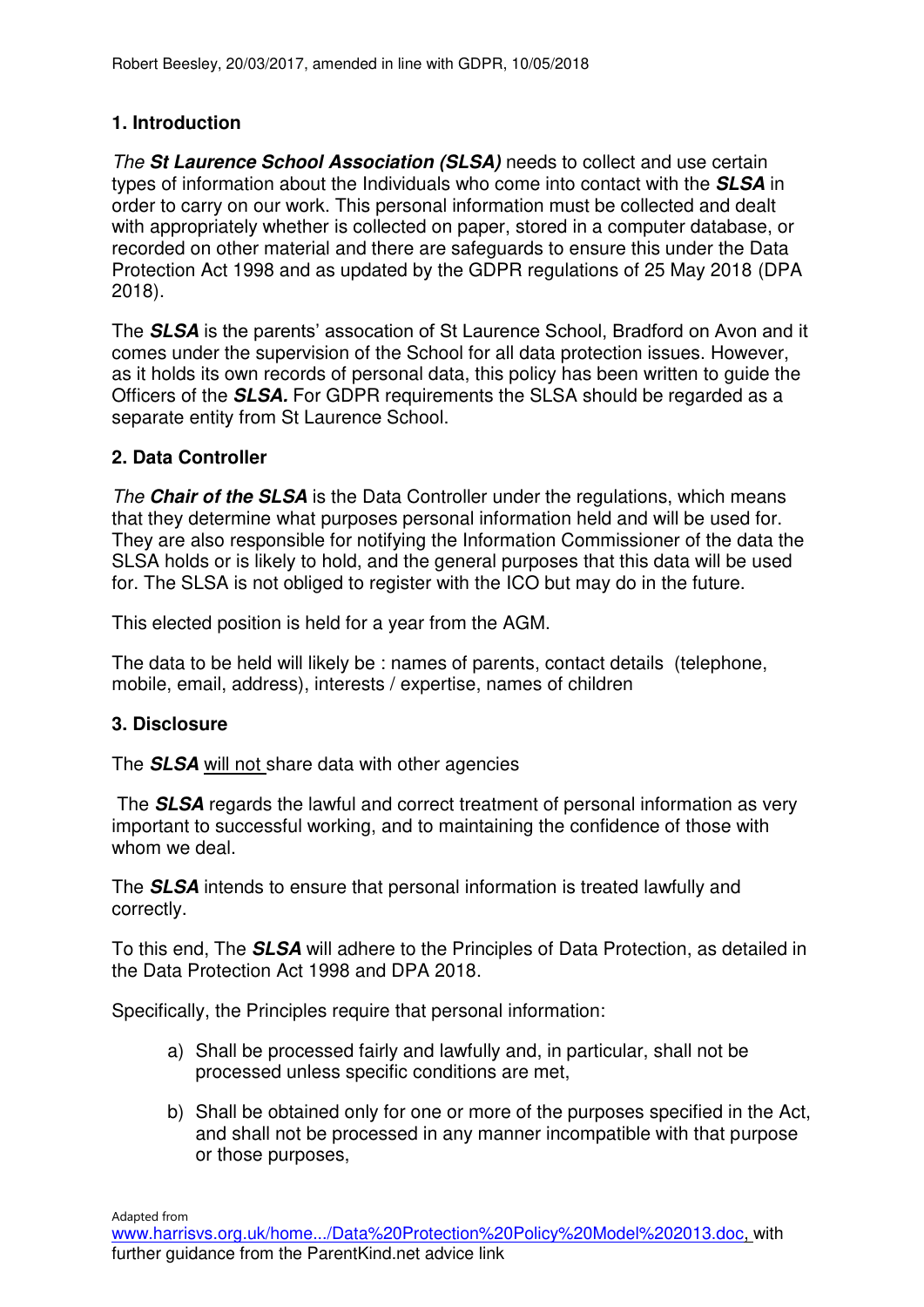Robert Beesley, 20/03/2017, amended in line with GDPR, 10/05/2018

## 1. Introduction

*The **St Laurence School Association (SLSA)*** needs to collect and use certain types of information about the Individuals who come into contact with the ***SLSA*** in order to carry on our work. This personal information must be collected and dealt with appropriately whether is collected on paper, stored in a computer database, or recorded on other material and there are safeguards to ensure this under the Data Protection Act 1998 and as updated by the GDPR regulations of 25 May 2018 (DPA 2018).

The ***SLSA*** is the parents' assocation of St Laurence School, Bradford on Avon and it comes under the supervision of the School for all data protection issues. However, as it holds its own records of personal data, this policy has been written to guide the Officers of the ***SLSA.*** For GDPR requirements the SLSA should be regarded as a separate entity from St Laurence School.

## 2. Data Controller

*The **Chair of the SLSA*** is the Data Controller under the regulations, which means that they determine what purposes personal information held and will be used for. They are also responsible for notifying the Information Commissioner of the data the SLSA holds or is likely to hold, and the general purposes that this data will be used for. The SLSA is not obliged to register with the ICO but may do in the future.

This elected position is held for a year from the AGM.

The data to be held will likely be : names of parents, contact details (telephone, mobile, email, address), interests / expertise, names of children

## 3. Disclosure

The ***SLSA*** <u>will not</u> share data with other agencies

The ***SLSA*** regards the lawful and correct treatment of personal information as very important to successful working, and to maintaining the confidence of those with whom we deal.

The ***SLSA*** intends to ensure that personal information is treated lawfully and correctly.

To this end, The ***SLSA*** will adhere to the Principles of Data Protection, as detailed in the Data Protection Act 1998 and DPA 2018.

Specifically, the Principles require that personal information:

a) Shall be processed fairly and lawfully and, in particular, shall not be processed unless specific conditions are met,

b) Shall be obtained only for one or more of the purposes specified in the Act, and shall not be processed in any manner incompatible with that purpose or those purposes,

Adapted from
www.harrisvs.org.uk/home.../Data%20Protection%20Policy%20Model%202013.doc, with further guidance from the ParentKind.net advice link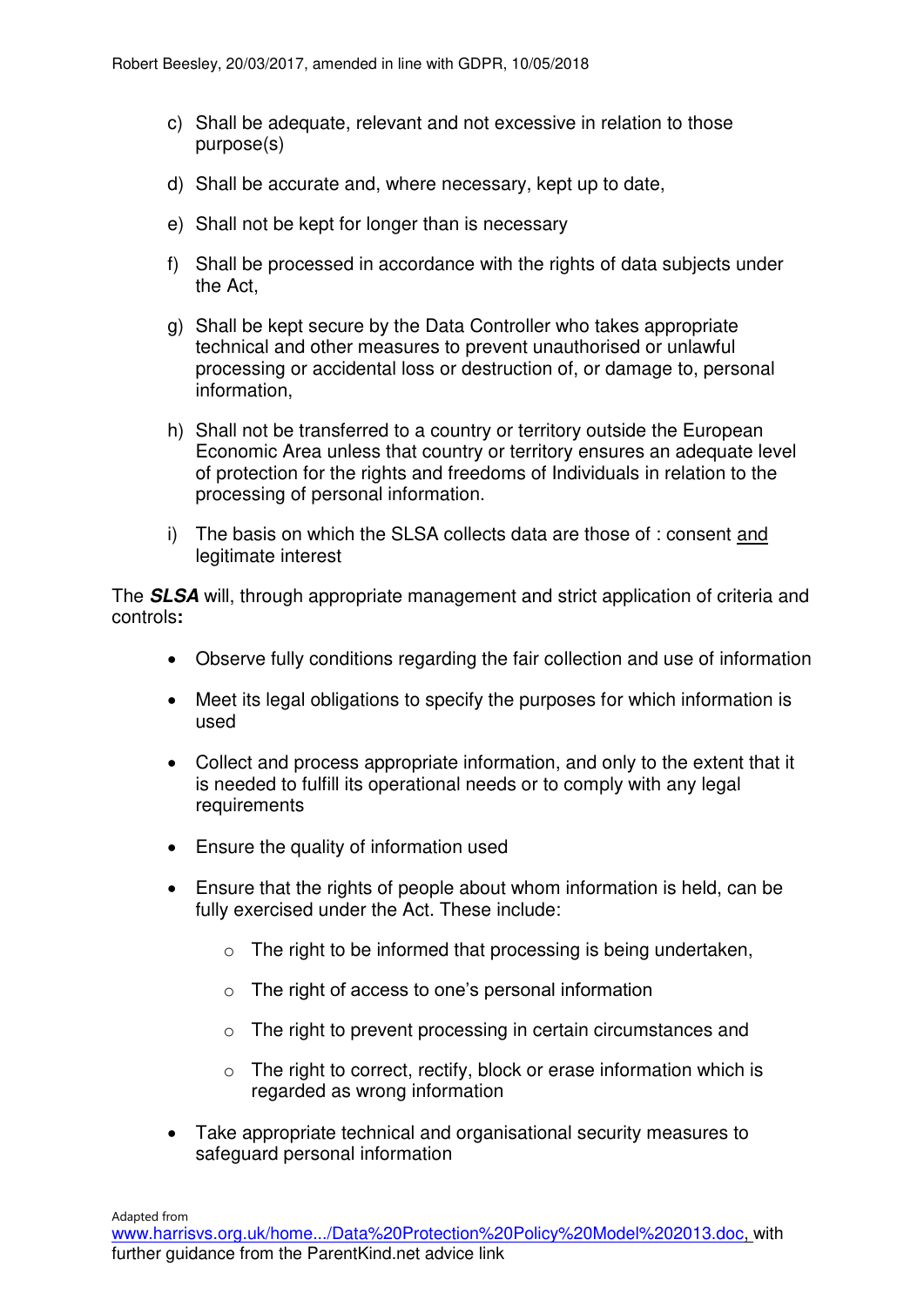c) Shall be adequate, relevant and not excessive in relation to those purpose(s)

d) Shall be accurate and, where necessary, kept up to date,

e) Shall not be kept for longer than is necessary

f) Shall be processed in accordance with the rights of data subjects under the Act,

g) Shall be kept secure by the Data Controller who takes appropriate technical and other measures to prevent unauthorised or unlawful processing or accidental loss or destruction of, or damage to, personal information,

h) Shall not be transferred to a country or territory outside the European Economic Area unless that country or territory ensures an adequate level of protection for the rights and freedoms of Individuals in relation to the processing of personal information.

i) The basis on which the SLSA collects data are those of : consent and legitimate interest

The ***SLSA*** will, through appropriate management and strict application of criteria and controls**:**

- Observe fully conditions regarding the fair collection and use of information
- Meet its legal obligations to specify the purposes for which information is used
- Collect and process appropriate information, and only to the extent that it is needed to fulfill its operational needs or to comply with any legal requirements
- Ensure the quality of information used
- Ensure that the rights of people about whom information is held, can be fully exercised under the Act. These include:
    - The right to be informed that processing is being undertaken,
    - The right of access to one's personal information
    - The right to prevent processing in certain circumstances and
    - The right to correct, rectify, block or erase information which is regarded as wrong information
- Take appropriate technical and organisational security measures to safeguard personal information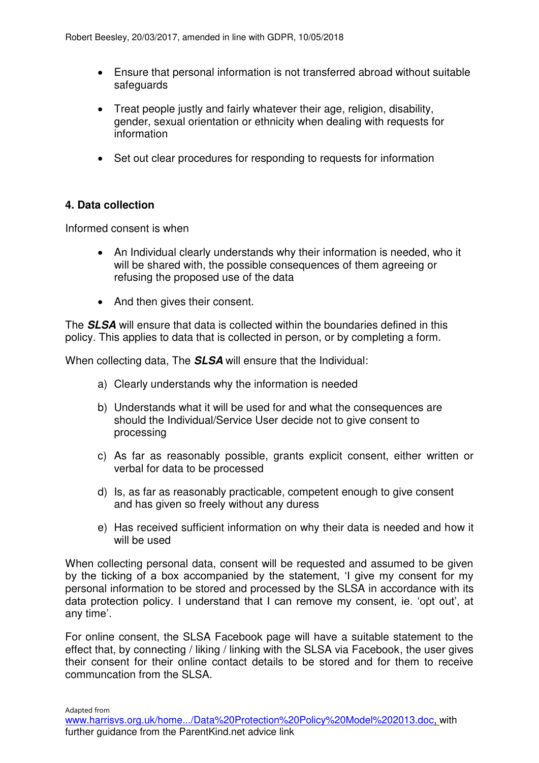- Ensure that personal information is not transferred abroad without suitable safeguards
- Treat people justly and fairly whatever their age, religion, disability, gender, sexual orientation or ethnicity when dealing with requests for information
- Set out clear procedures for responding to requests for information

## 4. Data collection

Informed consent is when

- An Individual clearly understands why their information is needed, who it will be shared with, the possible consequences of them agreeing or refusing the proposed use of the data
- And then gives their consent.

The ***SLSA*** will ensure that data is collected within the boundaries defined in this policy. This applies to data that is collected in person, or by completing a form.

When collecting data, The ***SLSA*** will ensure that the Individual:

a) Clearly understands why the information is needed

b) Understands what it will be used for and what the consequences are should the Individual/Service User decide not to give consent to processing

c) As far as reasonably possible, grants explicit consent, either written or verbal for data to be processed

d) Is, as far as reasonably practicable, competent enough to give consent and has given so freely without any duress

e) Has received sufficient information on why their data is needed and how it will be used

When collecting personal data, consent will be requested and assumed to be given by the ticking of a box accompanied by the statement, 'I give my consent for my personal information to be stored and processed by the SLSA in accordance with its data protection policy. I understand that I can remove my consent, ie. 'opt out', at any time'.

For online consent, the SLSA Facebook page will have a suitable statement to the effect that, by connecting / liking / linking with the SLSA via Facebook, the user gives their consent for their online contact details to be stored and for them to receive communcation from the SLSA.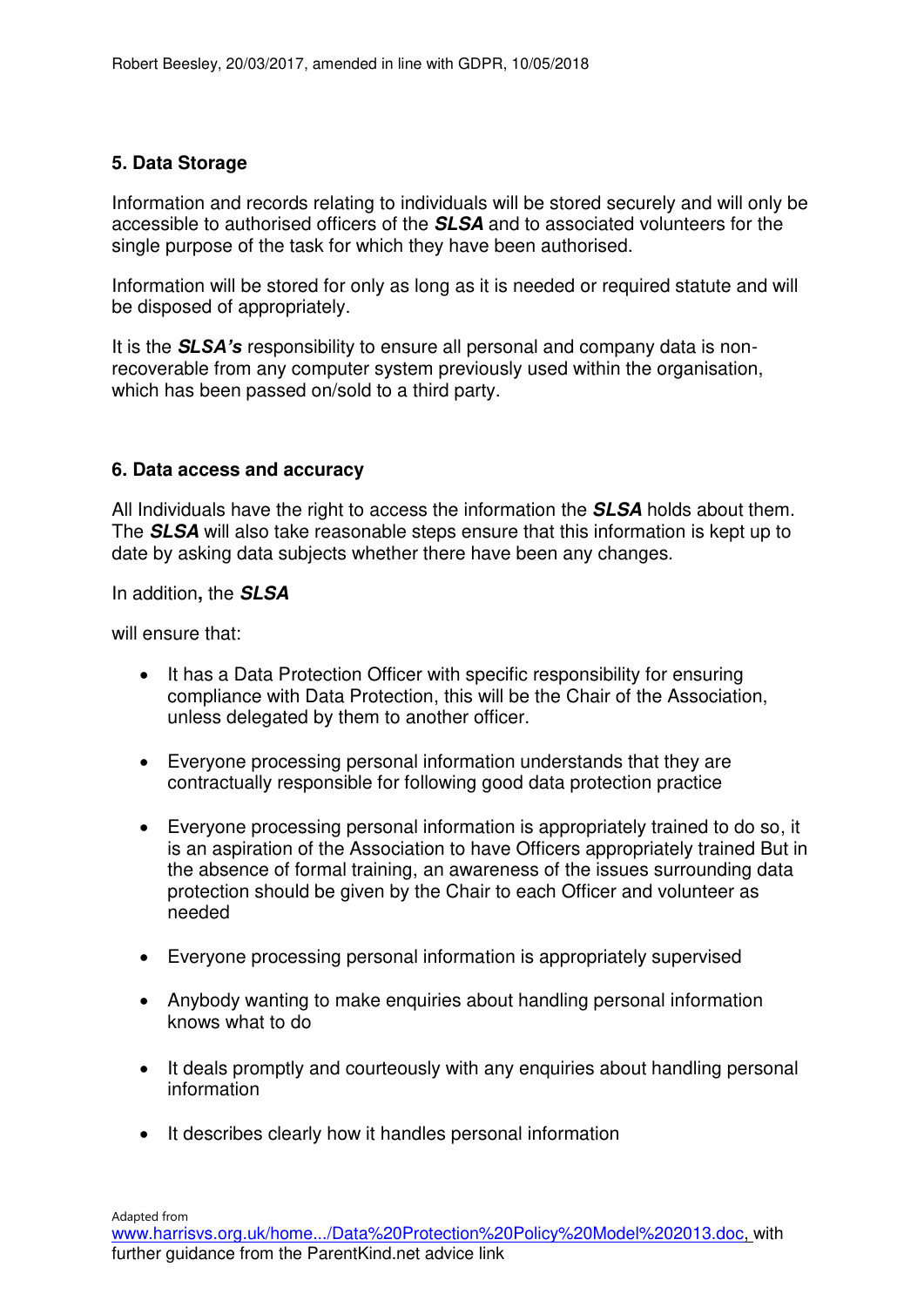## 5. Data Storage

Information and records relating to individuals will be stored securely and will only be accessible to authorised officers of the ***SLSA*** and to associated volunteers for the single purpose of the task for which they have been authorised.

Information will be stored for only as long as it is needed or required statute and will be disposed of appropriately.

It is the ***SLSA's*** responsibility to ensure all personal and company data is non-recoverable from any computer system previously used within the organisation, which has been passed on/sold to a third party.

## 6. Data access and accuracy

All Individuals have the right to access the information the ***SLSA*** holds about them. The ***SLSA*** will also take reasonable steps ensure that this information is kept up to date by asking data subjects whether there have been any changes.

In addition**,** the ***SLSA***

will ensure that:

- It has a Data Protection Officer with specific responsibility for ensuring compliance with Data Protection, this will be the Chair of the Association, unless delegated by them to another officer.
- Everyone processing personal information understands that they are contractually responsible for following good data protection practice
- Everyone processing personal information is appropriately trained to do so, it is an aspiration of the Association to have Officers appropriately trained But in the absence of formal training, an awareness of the issues surrounding data protection should be given by the Chair to each Officer and volunteer as needed
- Everyone processing personal information is appropriately supervised
- Anybody wanting to make enquiries about handling personal information knows what to do
- It deals promptly and courteously with any enquiries about handling personal information
- It describes clearly how it handles personal information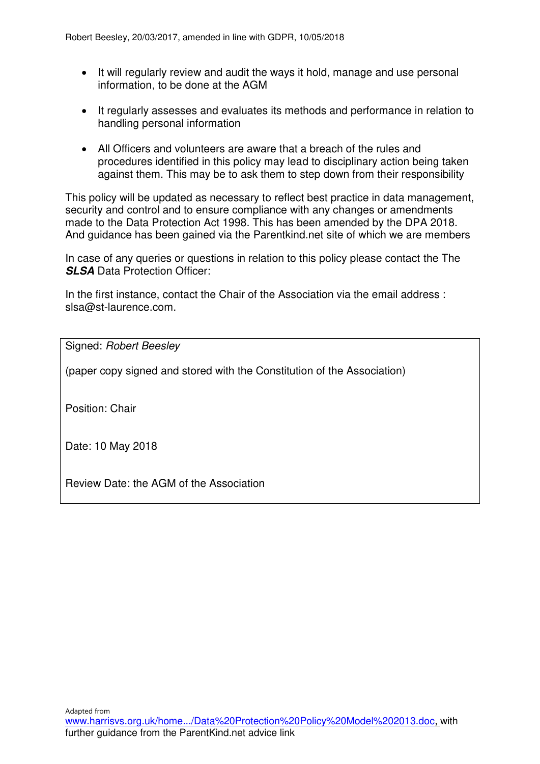- It will regularly review and audit the ways it hold, manage and use personal information, to be done at the AGM
- It regularly assesses and evaluates its methods and performance in relation to handling personal information
- All Officers and volunteers are aware that a breach of the rules and procedures identified in this policy may lead to disciplinary action being taken against them. This may be to ask them to step down from their responsibility

This policy will be updated as necessary to reflect best practice in data management, security and control and to ensure compliance with any changes or amendments made to the Data Protection Act 1998. This has been amended by the DPA 2018. And guidance has been gained via the Parentkind.net site of which we are members

In case of any queries or questions in relation to this policy please contact the The ***SLSA*** Data Protection Officer:

In the first instance, contact the Chair of the Association via the email address : slsa@st-laurence.com.

| |
|---|
| Signed: *Robert Beesley*<br><br>(paper copy signed and stored with the Constitution of the Association)<br><br>Position: Chair<br><br>Date: 10 May 2018<br><br>Review Date: the AGM of the Association |

Adapted from
www.harrisvs.org.uk/home.../Data%20Protection%20Policy%20Model%202013.doc, with further guidance from the ParentKind.net advice link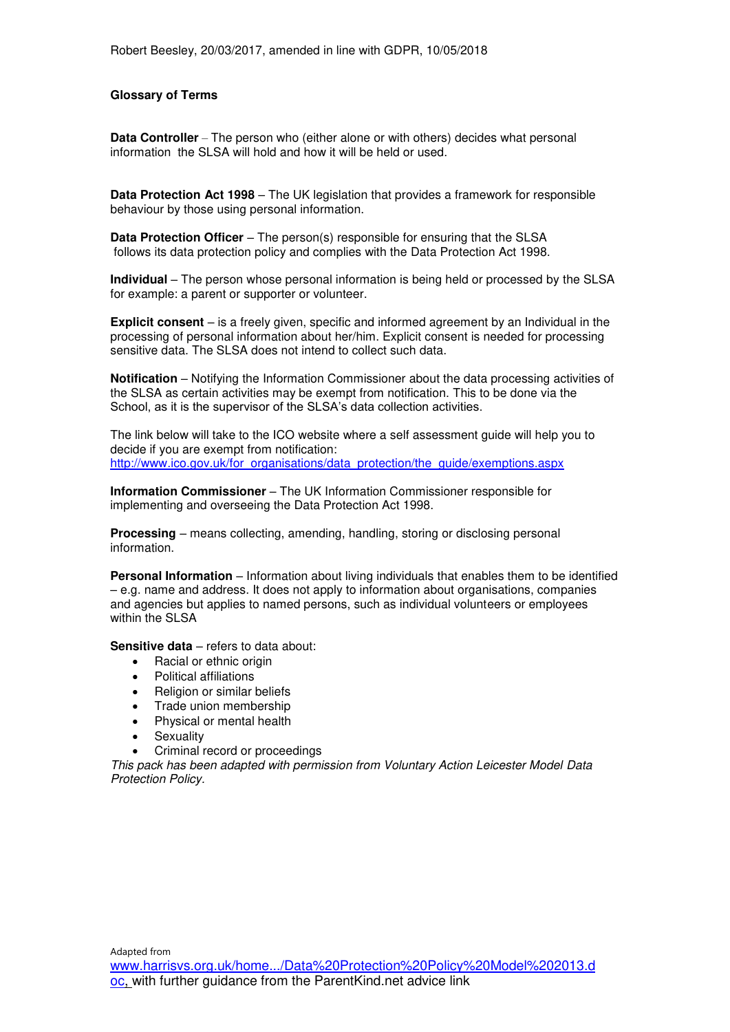Robert Beesley, 20/03/2017, amended in line with GDPR, 10/05/2018

**Glossary of Terms**

**Data Controller** – The person who (either alone or with others) decides what personal information the SLSA will hold and how it will be held or used.

**Data Protection Act 1998** – The UK legislation that provides a framework for responsible behaviour by those using personal information.

**Data Protection Officer** – The person(s) responsible for ensuring that the SLSA follows its data protection policy and complies with the Data Protection Act 1998.

**Individual** – The person whose personal information is being held or processed by the SLSA for example: a parent or supporter or volunteer.

**Explicit consent** – is a freely given, specific and informed agreement by an Individual in the processing of personal information about her/him. Explicit consent is needed for processing sensitive data. The SLSA does not intend to collect such data.

**Notification** – Notifying the Information Commissioner about the data processing activities of the SLSA as certain activities may be exempt from notification. This to be done via the School, as it is the supervisor of the SLSA's data collection activities.

The link below will take to the ICO website where a self assessment guide will help you to decide if you are exempt from notification:
http://www.ico.gov.uk/for_organisations/data_protection/the_guide/exemptions.aspx

**Information Commissioner** – The UK Information Commissioner responsible for implementing and overseeing the Data Protection Act 1998.

**Processing** – means collecting, amending, handling, storing or disclosing personal information.

**Personal Information** – Information about living individuals that enables them to be identified – e.g. name and address. It does not apply to information about organisations, companies and agencies but applies to named persons, such as individual volunteers or employees within the SLSA

**Sensitive data** – refers to data about:

- Racial or ethnic origin
- Political affiliations
- Religion or similar beliefs
- Trade union membership
- Physical or mental health
- Sexuality
- Criminal record or proceedings

*This pack has been adapted with permission from Voluntary Action Leicester Model Data Protection Policy.*

Adapted from www.harrisvs.org.uk/home.../Data%20Protection%20Policy%20Model%202013.doc, with further guidance from the ParentKind.net advice link